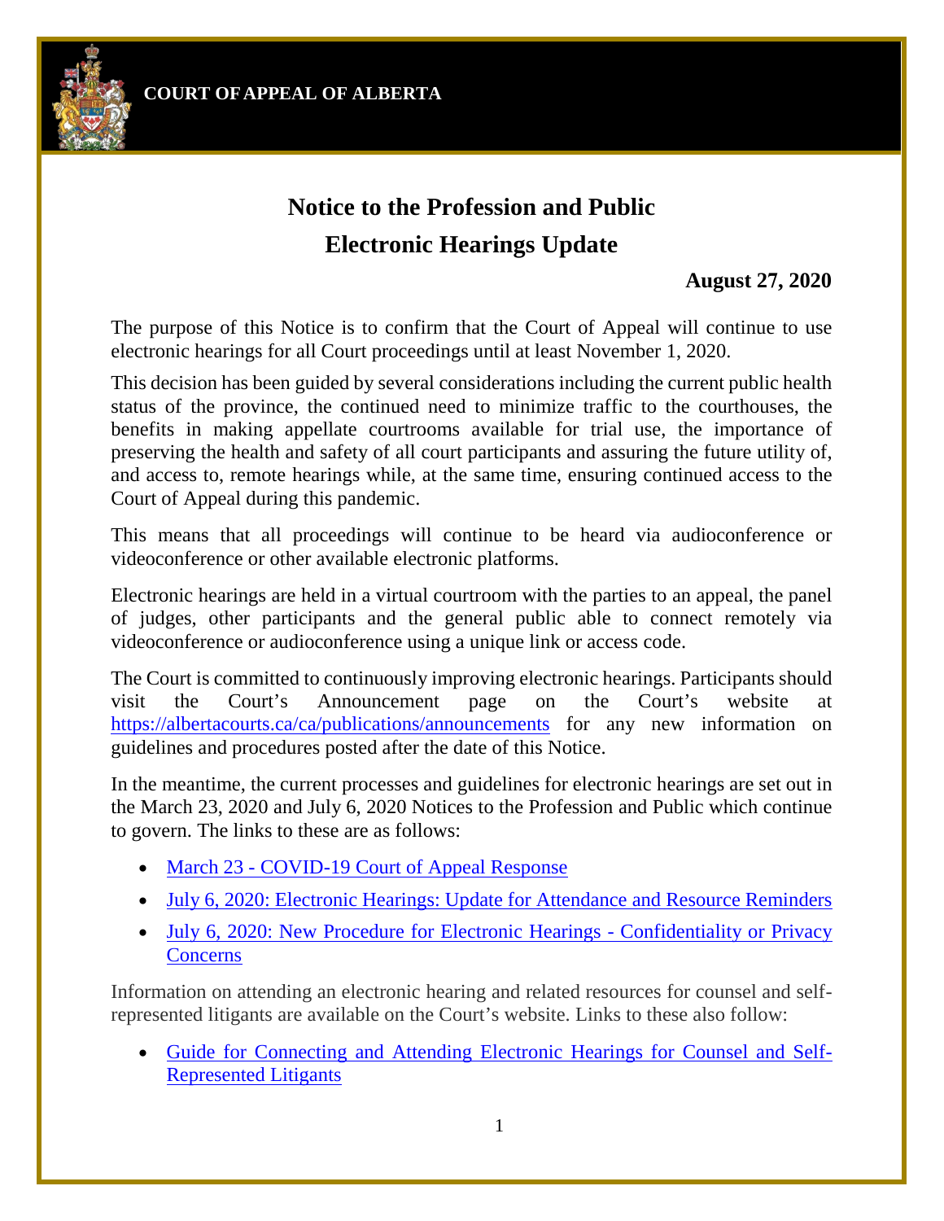**COURT OF APPEAL OF ALBERTA**

# Notice to the Profession and Public
# Electronic Hearings Update

**August 27, 2020**

The purpose of this Notice is to confirm that the Court of Appeal will continue to use electronic hearings for all Court proceedings until at least November 1, 2020.

This decision has been guided by several considerations including the current public health status of the province, the continued need to minimize traffic to the courthouses, the benefits in making appellate courtrooms available for trial use, the importance of preserving the health and safety of all court participants and assuring the future utility of, and access to, remote hearings while, at the same time, ensuring continued access to the Court of Appeal during this pandemic.

This means that all proceedings will continue to be heard via audioconference or videoconference or other available electronic platforms.

Electronic hearings are held in a virtual courtroom with the parties to an appeal, the panel of judges, other participants and the general public able to connect remotely via videoconference or audioconference using a unique link or access code.

The Court is committed to continuously improving electronic hearings. Participants should visit the Court's Announcement page on the Court's website at https://albertacourts.ca/ca/publications/announcements for any new information on guidelines and procedures posted after the date of this Notice.

In the meantime, the current processes and guidelines for electronic hearings are set out in the March 23, 2020 and July 6, 2020 Notices to the Profession and Public which continue to govern. The links to these are as follows:

- March 23 - COVID-19 Court of Appeal Response
- July 6, 2020: Electronic Hearings: Update for Attendance and Resource Reminders
- July 6, 2020: New Procedure for Electronic Hearings - Confidentiality or Privacy Concerns

Information on attending an electronic hearing and related resources for counsel and self-represented litigants are available on the Court's website. Links to these also follow:

- Guide for Connecting and Attending Electronic Hearings for Counsel and Self-Represented Litigants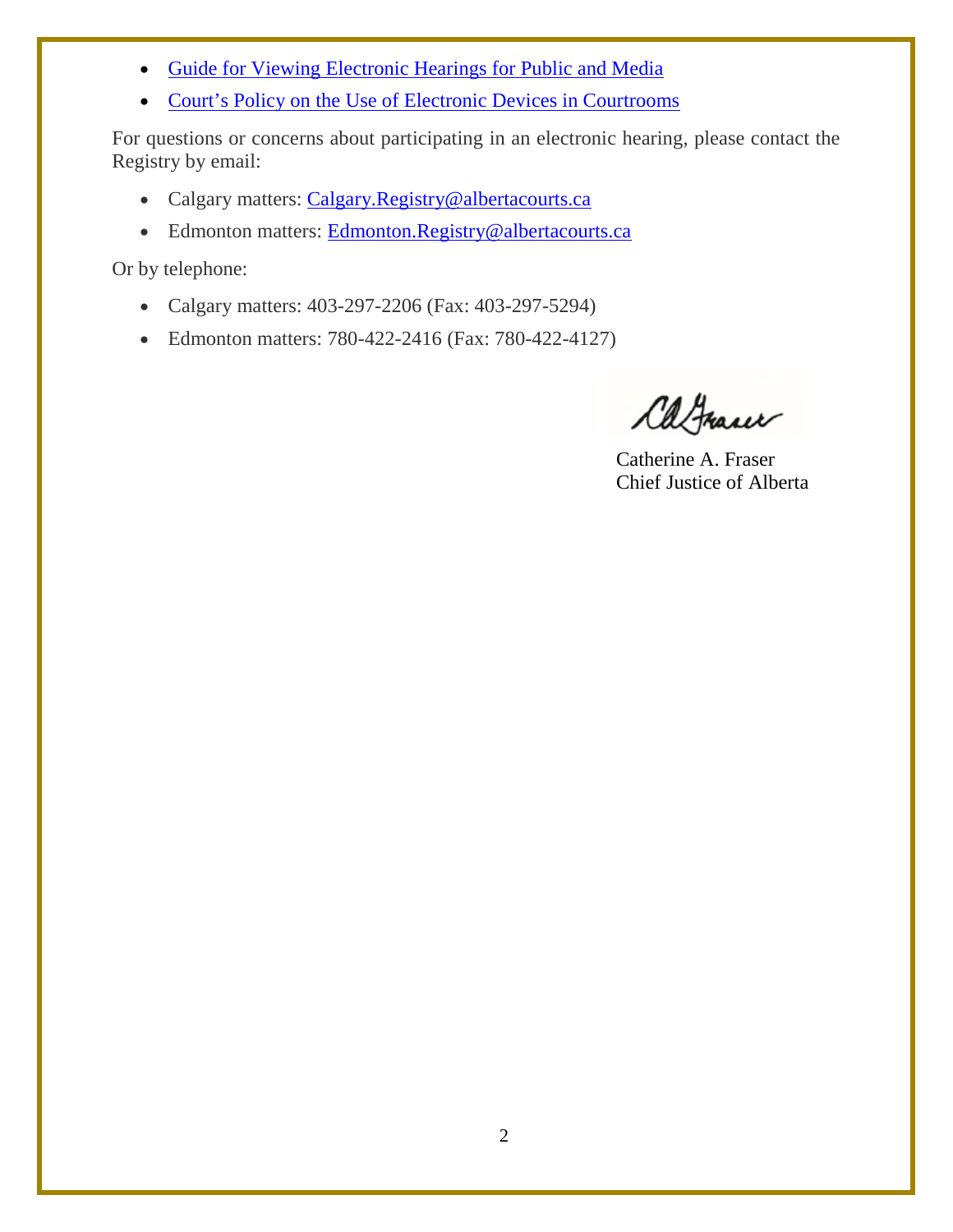- Guide for Viewing Electronic Hearings for Public and Media
- Court's Policy on the Use of Electronic Devices in Courtrooms

For questions or concerns about participating in an electronic hearing, please contact the Registry by email:

- Calgary matters: Calgary.Registry@albertacourts.ca
- Edmonton matters: Edmonton.Registry@albertacourts.ca

Or by telephone:

- Calgary matters: 403-297-2206 (Fax: 403-297-5294)
- Edmonton matters: 780-422-2416 (Fax: 780-422-4127)

Catherine A. Fraser
Chief Justice of Alberta